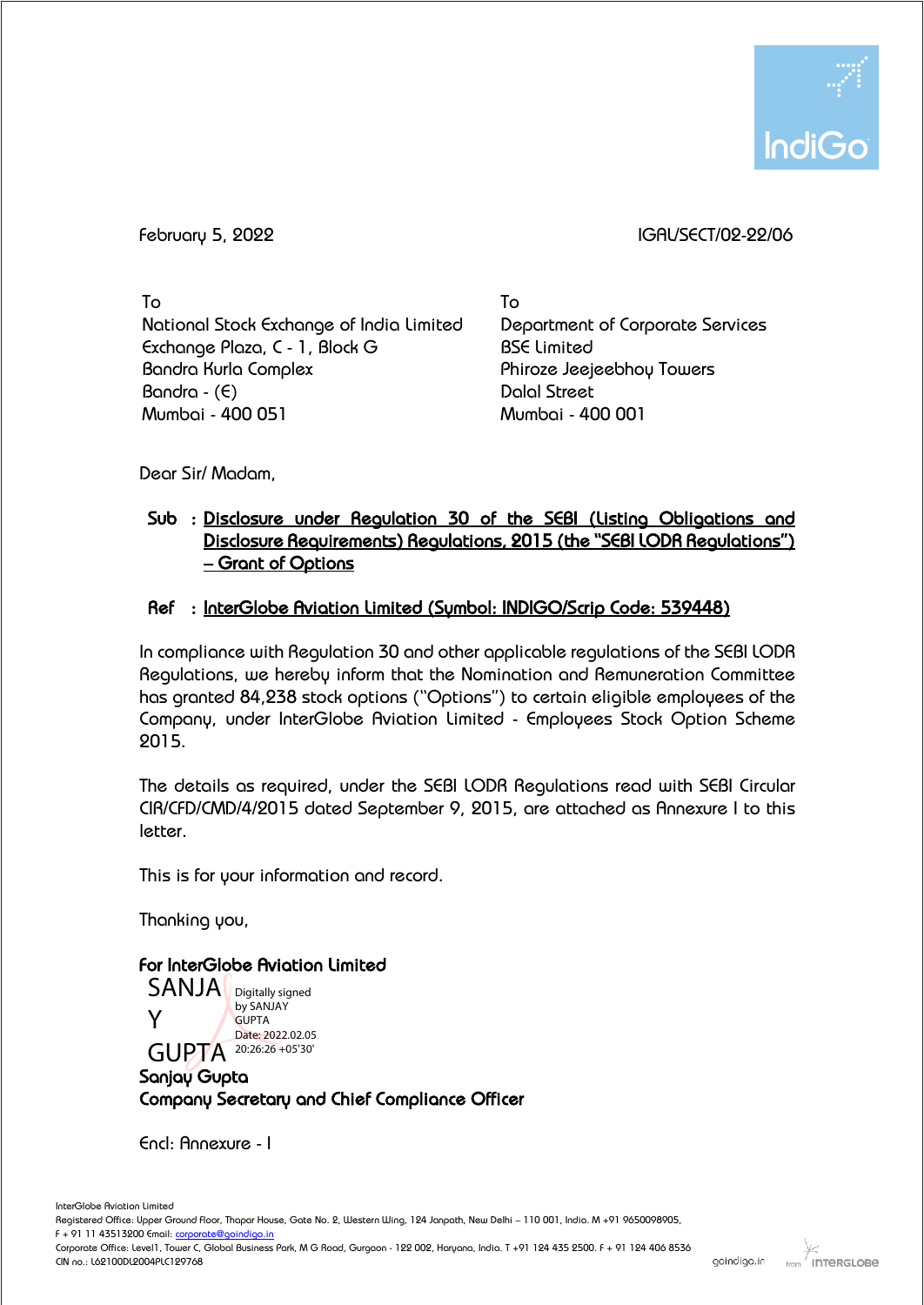February 5, 2022 IGAL/SECT/02-22/06

To
National Stock Exchange of India Limited
Exchange Plaza, C - 1, Block G
Bandra Kurla Complex
Bandra - (E)
Mumbai - 400 051

To
Department of Corporate Services
BSE Limited
Phiroze Jeejeebhoy Towers
Dalal Street
Mumbai - 400 001

Dear Sir/ Madam,

**Sub : Disclosure under Regulation 30 of the SEBI (Listing Obligations and Disclosure Requirements) Regulations, 2015 (the "SEBI LODR Regulations") – Grant of Options**

**Ref : InterGlobe Aviation Limited (Symbol: INDIGO/Scrip Code: 539448)**

In compliance with Regulation 30 and other applicable regulations of the SEBI LODR Regulations, we hereby inform that the Nomination and Remuneration Committee has granted 84,238 stock options ("Options") to certain eligible employees of the Company, under InterGlobe Aviation Limited - Employees Stock Option Scheme 2015.

The details as required, under the SEBI LODR Regulations read with SEBI Circular CIR/CFD/CMD/4/2015 dated September 9, 2015, are attached as Annexure I to this letter.

This is for your information and record.

Thanking you,

**For InterGlobe Aviation Limited**

SANJAY GUPTA Digitally signed by SANJAY GUPTA Date: 2022.02.05 20:26:26 +05'30'

**Sanjay Gupta**
**Company Secretary and Chief Compliance Officer**

Encl: Annexure - I

InterGlobe Aviation Limited
Registered Office: Upper Ground Floor, Thapar House, Gate No. 2, Western Wing, 124 Janpath, New Delhi – 110 001, India. M +91 9650098905, F + 91 11 43513200 Email: corporate@goindigo.in
Corporate Office: Level1, Tower C, Global Business Park, M G Road, Gurgaon - 122 002, Haryana, India. T +91 124 435 2500. F + 91 124 406 8536
CIN no.: L62100DL2004PLC129768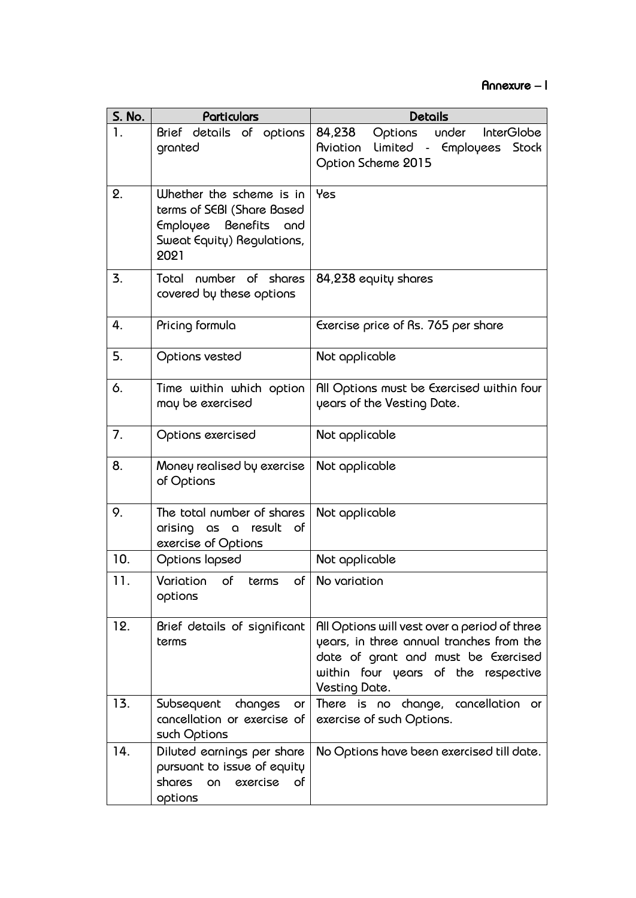**Annexure – I**

| S. No. | Particulars | Details |
|---|---|---|
| 1. | Brief details of options granted | 84,238 Options under InterGlobe Aviation Limited - Employees Stock Option Scheme 2015 |
| 2. | Whether the scheme is in terms of SEBI (Share Based Employee Benefits and Sweat Equity) Regulations, 2021 | Yes |
| 3. | Total number of shares covered by these options | 84,238 equity shares |
| 4. | Pricing formula | Exercise price of Rs. 765 per share |
| 5. | Options vested | Not applicable |
| 6. | Time within which option may be exercised | All Options must be Exercised within four years of the Vesting Date. |
| 7. | Options exercised | Not applicable |
| 8. | Money realised by exercise of Options | Not applicable |
| 9. | The total number of shares arising as a result of exercise of Options | Not applicable |
| 10. | Options lapsed | Not applicable |
| 11. | Variation of terms of options | No variation |
| 12. | Brief details of significant terms | All Options will vest over a period of three years, in three annual tranches from the date of grant and must be Exercised within four years of the respective Vesting Date. |
| 13. | Subsequent changes or cancellation or exercise of such Options | There is no change, cancellation or exercise of such Options. |
| 14. | Diluted earnings per share pursuant to issue of equity shares on exercise of options | No Options have been exercised till date. |